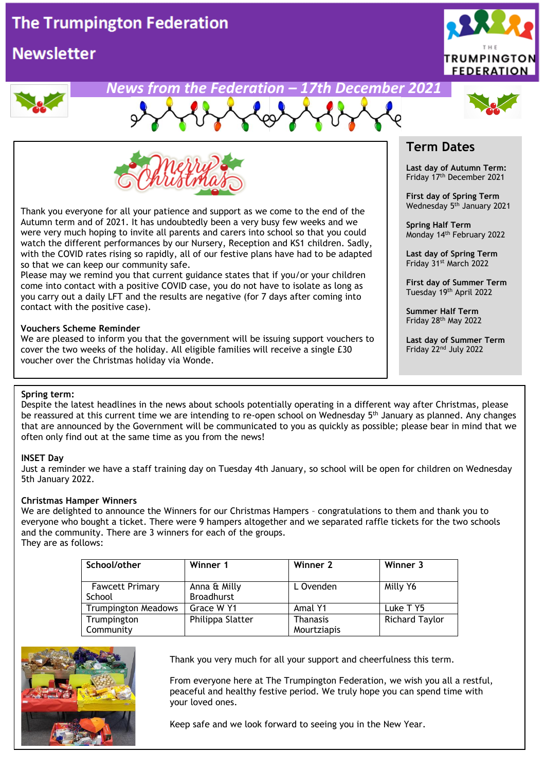# The Trumpington Federation Newsletter

## News from the Federation – 17th December 2021

Merry Christmas

Thank you everyone for all your patience and support as we come to the end of the Autumn term and of 2021. It has undoubtedly been a very busy few weeks and we were very much hoping to invite all parents and carers into school so that you could watch the different performances by our Nursery, Reception and KS1 children. Sadly, with the COVID rates rising so rapidly, all of our festive plans have had to be adapted so that we can keep our community safe.

Please may we remind you that current guidance states that if you/or your children come into contact with a positive COVID case, you do not have to isolate as long as you carry out a daily LFT and the results are negative (for 7 days after coming into contact with the positive case).

**Vouchers Scheme Reminder**

We are pleased to inform you that the government will be issuing support vouchers to cover the two weeks of the holiday. All eligible families will receive a single £30 voucher over the Christmas holiday via Wonde.

## Term Dates

**Last day of Autumn Term:**
Friday 17th December 2021

**First day of Spring Term**
Wednesday 5th January 2021

**Spring Half Term**
Monday 14th February 2022

**Last day of Spring Term**
Friday 31st March 2022

**First day of Summer Term**
Tuesday 19th April 2022

**Summer Half Term**
Friday 28th May 2022

**Last day of Summer Term**
Friday 22nd July 2022

**Spring term:**

Despite the latest headlines in the news about schools potentially operating in a different way after Christmas, please be reassured at this current time we are intending to re-open school on Wednesday 5th January as planned. Any changes that are announced by the Government will be communicated to you as quickly as possible; please bear in mind that we often only find out at the same time as you from the news!

**INSET Day**

Just a reminder we have a staff training day on Tuesday 4th January, so school will be open for children on Wednesday 5th January 2022.

**Christmas Hamper Winners**

We are delighted to announce the Winners for our Christmas Hampers – congratulations to them and thank you to everyone who bought a ticket. There were 9 hampers altogether and we separated raffle tickets for the two schools and the community. There are 3 winners for each of the groups.
They are as follows:

| School/other | Winner 1 | Winner 2 | Winner 3 |
|---|---|---|---|
| Fawcett Primary School | Anna & Milly Broadhurst | L Ovenden | Milly Y6 |
| Trumpington Meadows | Grace W Y1 | Amal Y1 | Luke T Y5 |
| Trumpington Community | Philippa Slatter | Thanasis Mourtziapis | Richard Taylor |

Thank you very much for all your support and cheerfulness this term.

From everyone here at The Trumpington Federation, we wish you all a restful, peaceful and healthy festive period. We truly hope you can spend time with your loved ones.

Keep safe and we look forward to seeing you in the New Year.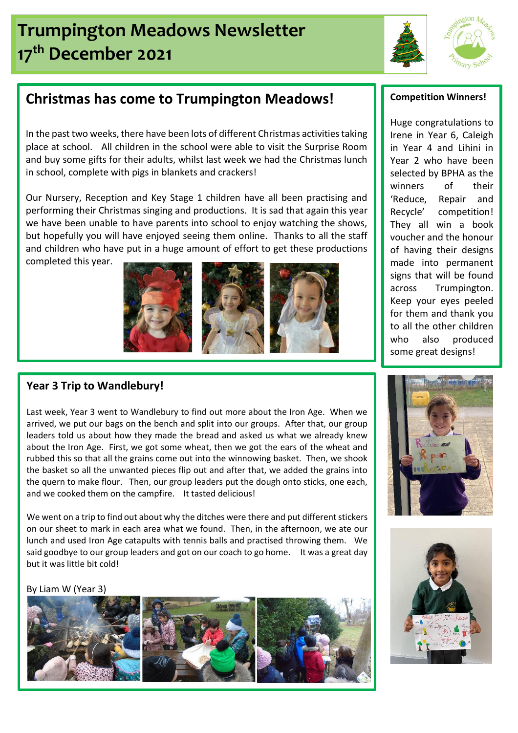# Trumpington Meadows Newsletter
# 17th December 2021

## Christmas has come to Trumpington Meadows!

In the past two weeks, there have been lots of different Christmas activities taking place at school. All children in the school were able to visit the Surprise Room and buy some gifts for their adults, whilst last week we had the Christmas lunch in school, complete with pigs in blankets and crackers!

Our Nursery, Reception and Key Stage 1 children have all been practising and performing their Christmas singing and productions. It is sad that again this year we have been unable to have parents into school to enjoy watching the shows, but hopefully you will have enjoyed seeing them online. Thanks to all the staff and children who have put in a huge amount of effort to get these productions completed this year.

### Competition Winners!

Huge congratulations to Irene in Year 6, Caleigh in Year 4 and Lihini in Year 2 who have been selected by BPHA as the winners of their 'Reduce, Repair and Recycle' competition! They all win a book voucher and the honour of having their designs made into permanent signs that will be found across Trumpington. Keep your eyes peeled for them and thank you to all the other children who also produced some great designs!

## Year 3 Trip to Wandlebury!

Last week, Year 3 went to Wandlebury to find out more about the Iron Age. When we arrived, we put our bags on the bench and split into our groups. After that, our group leaders told us about how they made the bread and asked us what we already knew about the Iron Age. First, we got some wheat, then we got the ears of the wheat and rubbed this so that all the grains come out into the winnowing basket. Then, we shook the basket so all the unwanted pieces flip out and after that, we added the grains into the quern to make flour. Then, our group leaders put the dough onto sticks, one each, and we cooked them on the campfire. It tasted delicious!

We went on a trip to find out about why the ditches were there and put different stickers on our sheet to mark in each area what we found. Then, in the afternoon, we ate our lunch and used Iron Age catapults with tennis balls and practised throwing them. We said goodbye to our group leaders and got on our coach to go home. It was a great day but it was little bit cold!

By Liam W (Year 3)